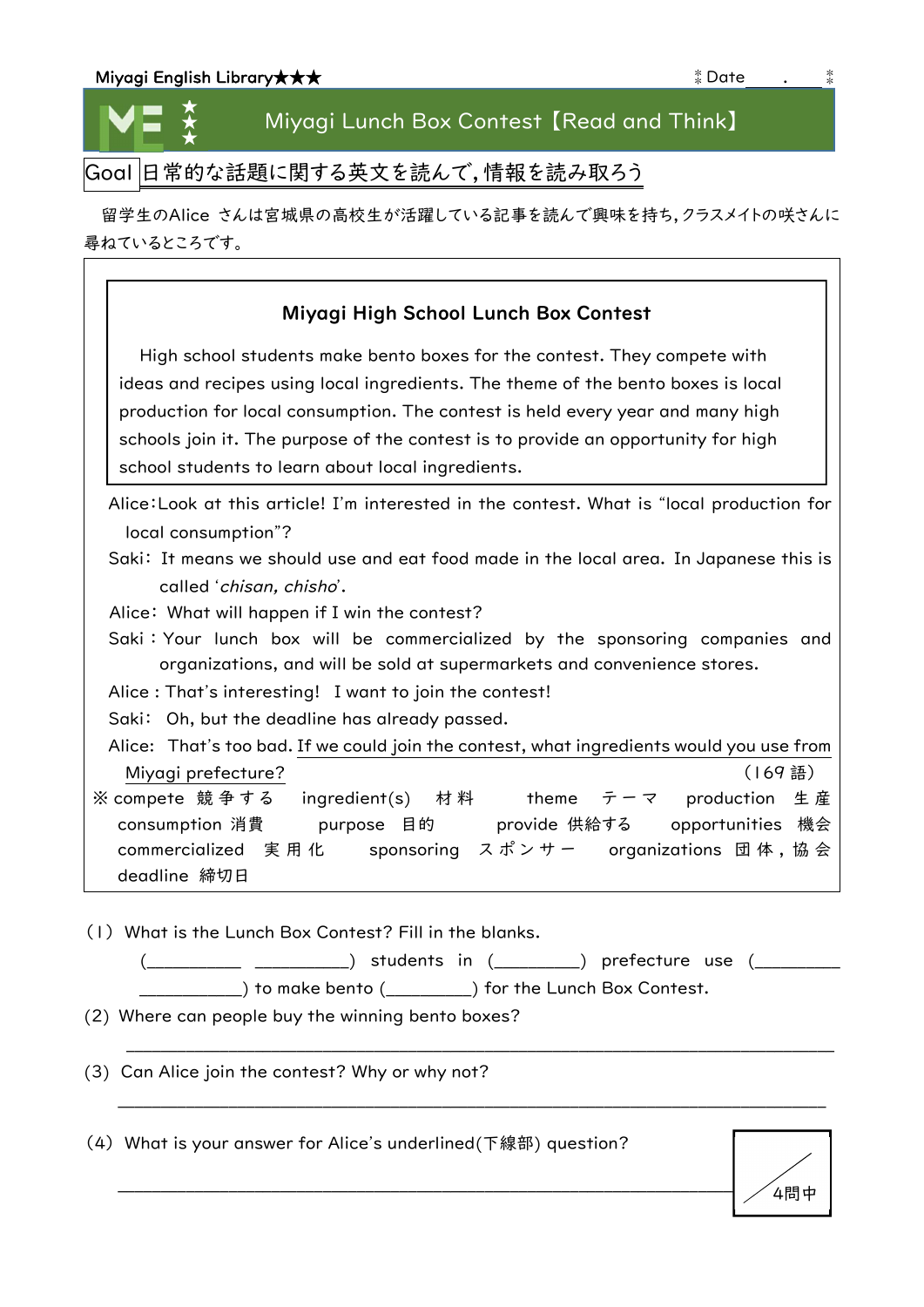Miyagi English Library★★★ Date ＿＿.＿＿

# Miyagi Lunch Box Contest【Read and Think】

**Goal** 日常的な話題に関する英文を読んで，情報を読み取ろう

留学生のAlice さんは宮城県の高校生が活躍している記事を読んで興味を持ち，クラスメイトの咲さんに尋ねているところです。

---

### Miyagi High School Lunch Box Contest

High school students make bento boxes for the contest. They compete with ideas and recipes using local ingredients. The theme of the bento boxes is local production for local consumption. The contest is held every year and many high schools join it. The purpose of the contest is to provide an opportunity for high school students to learn about local ingredients.

---

Alice：Look at this article! I'm interested in the contest. What is "local production for local consumption"?

Saki： It means we should use and eat food made in the local area. In Japanese this is called '*chisan, chisho*'.

Alice： What will happen if I win the contest?

Saki：Your lunch box will be commercialized by the sponsoring companies and organizations, and will be sold at supermarkets and convenience stores.

Alice : That's interesting! I want to join the contest!

Saki： Oh, but the deadline has already passed.

Alice: That's too bad. <u>If we could join the contest, what ingredients would you use from Miyagi prefecture?</u> （169 語）

※ compete 競争する　ingredient(s) 材料　theme テーマ　production 生産　consumption 消費　purpose 目的　provide 供給する　opportunities 機会　commercialized 実用化　sponsoring スポンサー　organizations 団体，協会　deadline 締切日

(1) What is the Lunch Box Contest? Fill in the blanks.

(＿＿＿＿＿ ＿＿＿＿＿) students in (＿＿＿＿＿) prefecture use (＿＿＿＿＿ ＿＿＿＿＿) to make bento (＿＿＿＿＿) for the Lunch Box Contest.

(2) Where can people buy the winning bento boxes?

＿＿＿＿＿＿＿＿＿＿＿＿＿＿＿＿＿＿＿＿＿＿＿＿＿＿＿＿＿＿＿＿＿＿＿＿＿＿＿＿

(3) Can Alice join the contest? Why or why not?

＿＿＿＿＿＿＿＿＿＿＿＿＿＿＿＿＿＿＿＿＿＿＿＿＿＿＿＿＿＿＿＿＿＿＿＿＿＿＿＿

(4) What is your answer for Alice's underlined(下線部) question?

＿＿＿＿＿＿＿＿＿＿＿＿＿＿＿＿＿＿＿＿＿＿＿＿＿＿＿＿＿＿＿＿＿＿＿＿＿＿＿＿

／4問中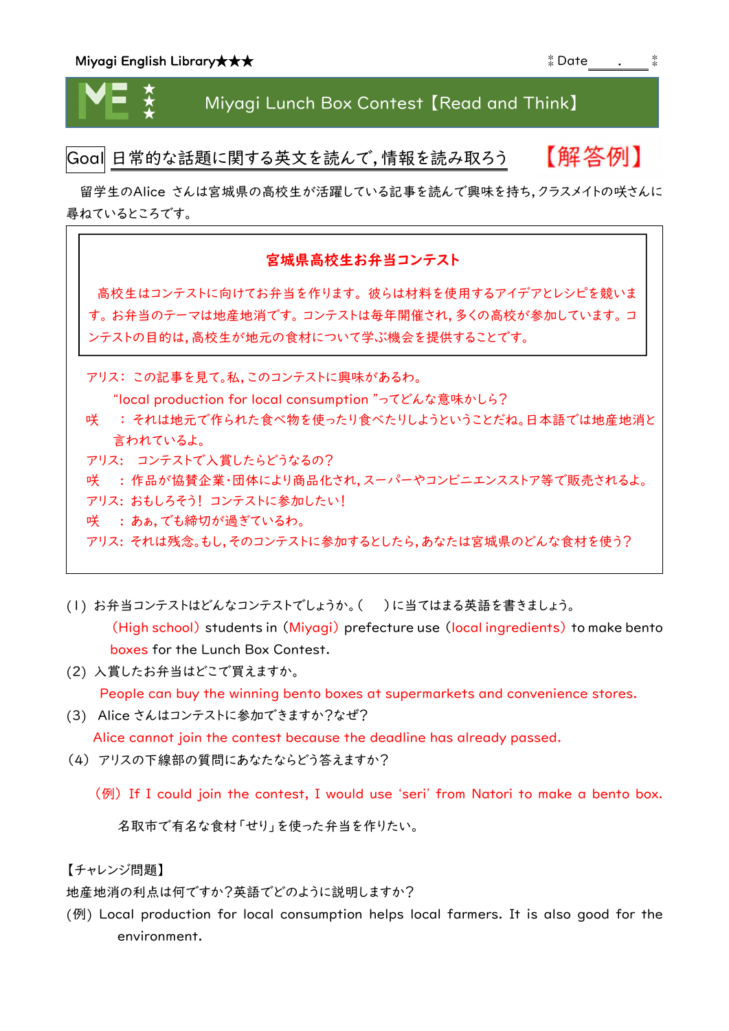Miyagi English Library★★★ 　　　　　　　　　　　　⁑ Date ＿＿.＿＿ ⁑

# Miyagi Lunch Box Contest【Read and Think】

Goal 日常的な話題に関する英文を読んで，情報を読み取ろう 　　**【解答例】**

　留学生のAlice さんは宮城県の高校生が活躍している記事を読んで興味を持ち，クラスメイトの咲さんに尋ねているところです。

> **宮城県高校生お弁当コンテスト**
>
> 高校生はコンテストに向けてお弁当を作ります。彼らは材料を使用するアイデアとレシピを競います。お弁当のテーマは地産地消です。コンテストは毎年開催され，多くの高校が参加しています。コンテストの目的は，高校生が地元の食材について学ぶ機会を提供することです。

アリス：この記事を見て。私，このコンテストに興味があるわ。
　　　"local production for local consumption "ってどんな意味かしら？
咲　：それは地元で作られた食べ物を使ったり食べたりしようということだね。日本語では地産地消と言われているよ。
アリス：コンテストで入賞したらどうなるの？
咲　：作品が協賛企業・団体により商品化され，スーパーやコンビニエンスストア等で販売されるよ。
アリス：おもしろそう！ コンテストに参加したい！
咲　：あぁ，でも締切が過ぎているわ。
アリス：それは残念。もし，そのコンテストに参加するとしたら，あなたは宮城県のどんな食材を使う？

(1) お弁当コンテストはどんなコンテストでしょうか。(　　)に当てはまる英語を書きましょう。
　　(High school) students in (Miyagi) prefecture use (local ingredients) to make bento boxes for the Lunch Box Contest.

(2) 入賞したお弁当はどこで買えますか。
　　People can buy the winning bento boxes at supermarkets and convenience stores.

(3) Alice さんはコンテストに参加できますか？なぜ？
　　Alice cannot join the contest because the deadline has already passed.

(4) アリスの下線部の質問にあなたならどう答えますか？
　　(例) If I could join the contest, I would use 'seri' from Natori to make a bento box.
　　　名取市で有名な食材「せり」を使った弁当を作りたい。

【チャレンジ問題】
地産地消の利点は何ですか？英語でどのように説明しますか？
(例) Local production for local consumption helps local farmers. It is also good for the environment.